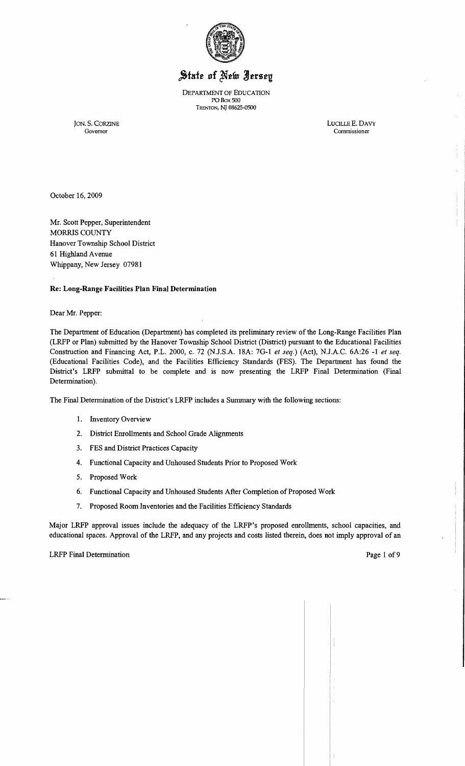# State of New Jersey

DEPARTMENT OF EDUCATION
PO Box 500
TRENTON, NJ 08625-0500

JON. S. CORZINE
Governor

LUCILLE E. DAVY
Commissioner

October 16, 2009

Mr. Scott Pepper, Superintendent
MORRIS COUNTY
Hanover Township School District
61 Highland Avenue
Whippany, New Jersey 07981

**Re: Long-Range Facilities Plan Final Determination**

Dear Mr. Pepper:

The Department of Education (Department) has completed its preliminary review of the Long-Range Facilities Plan (LRFP or Plan) submitted by the Hanover Township School District (District) pursuant to the Educational Facilities Construction and Financing Act, P.L. 2000, c. 72 (N.J.S.A. 18A: 7G-1 *et seq.*) (Act), N.J.A.C. 6A:26 -1 *et seq.* (Educational Facilities Code), and the Facilities Efficiency Standards (FES). The Department has found the District's LRFP submittal to be complete and is now presenting the LRFP Final Determination (Final Determination).

The Final Determination of the District's LRFP includes a Summary with the following sections:

1. Inventory Overview
2. District Enrollments and School Grade Alignments
3. FES and District Practices Capacity
4. Functional Capacity and Unhoused Students Prior to Proposed Work
5. Proposed Work
6. Functional Capacity and Unhoused Students After Completion of Proposed Work
7. Proposed Room Inventories and the Facilities Efficiency Standards

Major LRFP approval issues include the adequacy of the LRFP's proposed enrollments, school capacities, and educational spaces. Approval of the LRFP, and any projects and costs listed therein, does not imply approval of an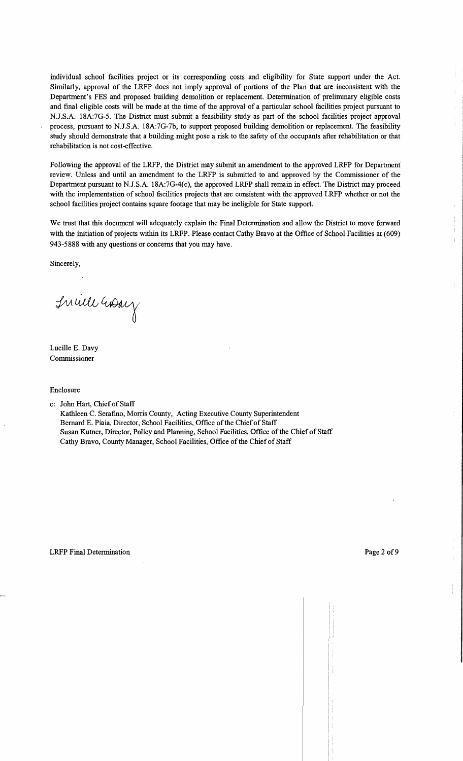individual school facilities project or its corresponding costs and eligibility for State support under the Act. Similarly, approval of the LRFP does not imply approval of portions of the Plan that are inconsistent with the Department's FES and proposed building demolition or replacement. Determination of preliminary eligible costs and final eligible costs will be made at the time of the approval of a particular school facilities project pursuant to N.J.S.A. 18A:7G-5. The District must submit a feasibility study as part of the school facilities project approval process, pursuant to N.J.S.A. 18A:7G-7b, to support proposed building demolition or replacement. The feasibility study should demonstrate that a building might pose a risk to the safety of the occupants after rehabilitation or that rehabilitation is not cost-effective.

Following the approval of the LRFP, the District may submit an amendment to the approved LRFP for Department review. Unless and until an amendment to the LRFP is submitted to and approved by the Commissioner of the Department pursuant to N.J.S.A. 18A:7G-4(c), the approved LRFP shall remain in effect. The District may proceed with the implementation of school facilities projects that are consistent with the approved LRFP whether or not the school facilities project contains square footage that may be ineligible for State support.

We trust that this document will adequately explain the Final Determination and allow the District to move forward with the initiation of projects within its LRFP. Please contact Cathy Bravo at the Office of School Facilities at (609) 943-5888 with any questions or concerns that you may have.

Sincerely,

Lucille E. Davy
Commissioner

Enclosure

c: John Hart, Chief of Staff
Kathleen C. Serafino, Morris County, Acting Executive County Superintendent
Bernard E. Piaia, Director, School Facilities, Office of the Chief of Staff
Susan Kutner, Director, Policy and Planning, School Facilities, Office of the Chief of Staff
Cathy Bravo, County Manager, School Facilities, Office of the Chief of Staff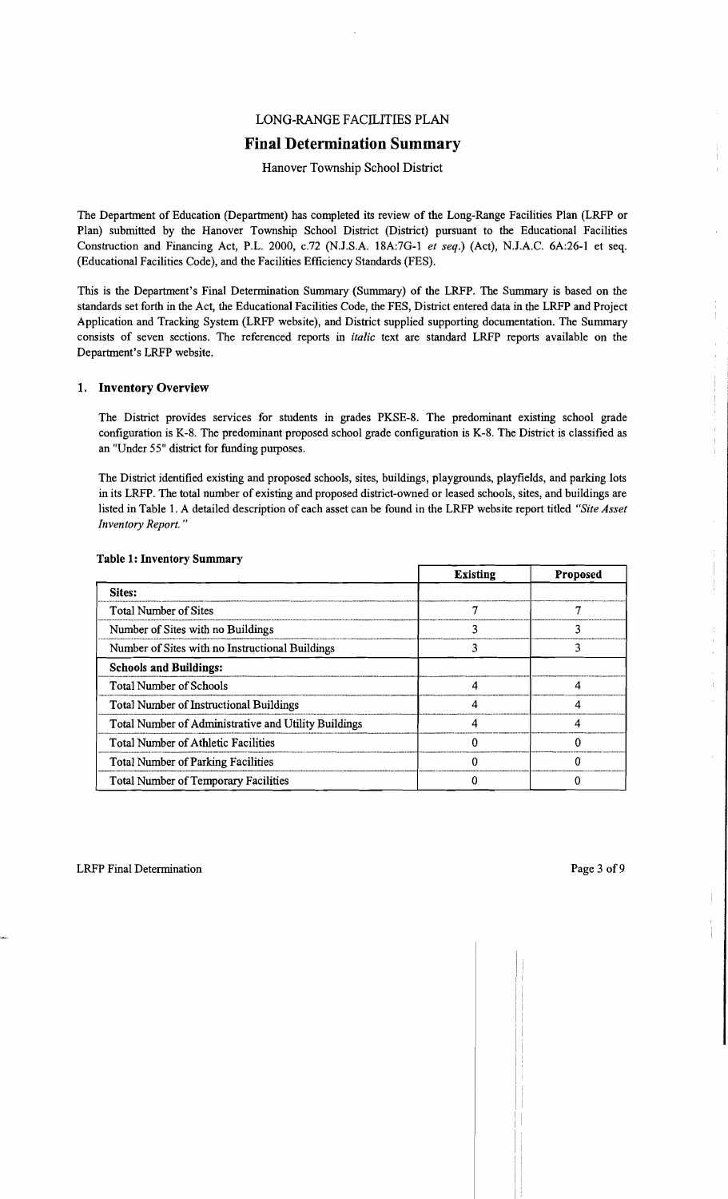LONG-RANGE FACILITIES PLAN

# Final Determination Summary

Hanover Township School District

The Department of Education (Department) has completed its review of the Long-Range Facilities Plan (LRFP or Plan) submitted by the Hanover Township School District (District) pursuant to the Educational Facilities Construction and Financing Act, P.L. 2000, c.72 (N.J.S.A. 18A:7G-1 *et seq.*) (Act), N.J.A.C. 6A:26-1 et seq. (Educational Facilities Code), and the Facilities Efficiency Standards (FES).

This is the Department's Final Determination Summary (Summary) of the LRFP. The Summary is based on the standards set forth in the Act, the Educational Facilities Code, the FES, District entered data in the LRFP and Project Application and Tracking System (LRFP website), and District supplied supporting documentation. The Summary consists of seven sections. The referenced reports in *italic* text are standard LRFP reports available on the Department's LRFP website.

## 1. Inventory Overview

The District provides services for students in grades PKSE-8. The predominant existing school grade configuration is K-8. The predominant proposed school grade configuration is K-8. The District is classified as an "Under 55" district for funding purposes.

The District identified existing and proposed schools, sites, buildings, playgrounds, playfields, and parking lots in its LRFP. The total number of existing and proposed district-owned or leased schools, sites, and buildings are listed in Table 1. A detailed description of each asset can be found in the LRFP website report titled *"Site Asset Inventory Report."*

**Table 1: Inventory Summary**

| | Existing | Proposed |
|---|---|---|
| **Sites:** | | |
| Total Number of Sites | 7 | 7 |
| Number of Sites with no Buildings | 3 | 3 |
| Number of Sites with no Instructional Buildings | 3 | 3 |
| **Schools and Buildings:** | | |
| Total Number of Schools | 4 | 4 |
| Total Number of Instructional Buildings | 4 | 4 |
| Total Number of Administrative and Utility Buildings | 4 | 4 |
| Total Number of Athletic Facilities | 0 | 0 |
| Total Number of Parking Facilities | 0 | 0 |
| Total Number of Temporary Facilities | 0 | 0 |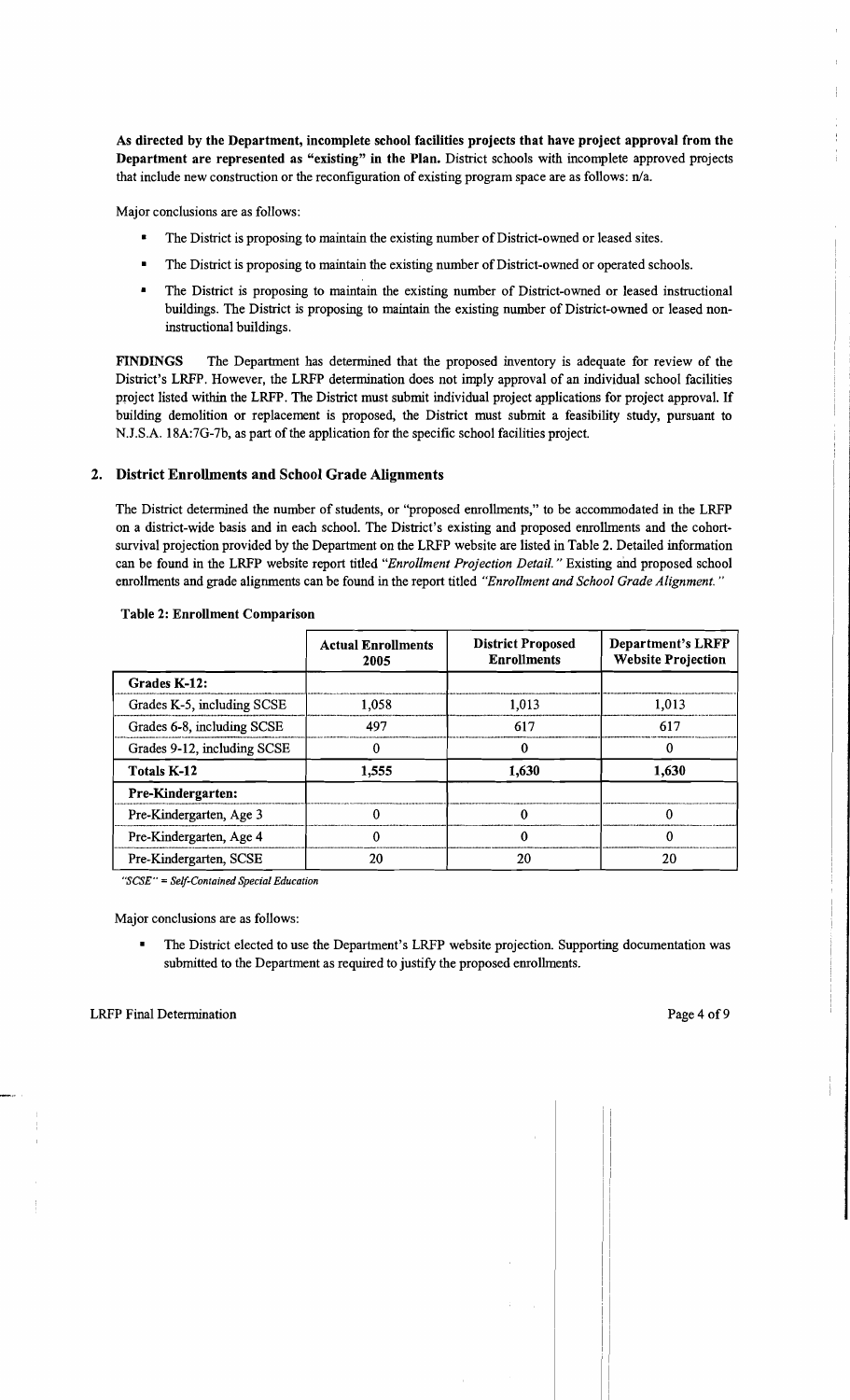**As directed by the Department, incomplete school facilities projects that have project approval from the Department are represented as "existing" in the Plan.** District schools with incomplete approved projects that include new construction or the reconfiguration of existing program space are as follows: n/a.

Major conclusions are as follows:

- The District is proposing to maintain the existing number of District-owned or leased sites.
- The District is proposing to maintain the existing number of District-owned or operated schools.
- The District is proposing to maintain the existing number of District-owned or leased instructional buildings. The District is proposing to maintain the existing number of District-owned or leased non-instructional buildings.

**FINDINGS** The Department has determined that the proposed inventory is adequate for review of the District's LRFP. However, the LRFP determination does not imply approval of an individual school facilities project listed within the LRFP. The District must submit individual project applications for project approval. If building demolition or replacement is proposed, the District must submit a feasibility study, pursuant to N.J.S.A. 18A:7G-7b, as part of the application for the specific school facilities project.

## 2. District Enrollments and School Grade Alignments

The District determined the number of students, or "proposed enrollments," to be accommodated in the LRFP on a district-wide basis and in each school. The District's existing and proposed enrollments and the cohort-survival projection provided by the Department on the LRFP website are listed in Table 2. Detailed information can be found in the LRFP website report titled *"Enrollment Projection Detail."* Existing and proposed school enrollments and grade alignments can be found in the report titled *"Enrollment and School Grade Alignment."*

**Table 2: Enrollment Comparison**

| | Actual Enrollments 2005 | District Proposed Enrollments | Department's LRFP Website Projection |
|---|---|---|---|
| **Grades K-12:** | | | |
| Grades K-5, including SCSE | 1,058 | 1,013 | 1,013 |
| Grades 6-8, including SCSE | 497 | 617 | 617 |
| Grades 9-12, including SCSE | 0 | 0 | 0 |
| **Totals K-12** | **1,555** | **1,630** | **1,630** |
| **Pre-Kindergarten:** | | | |
| Pre-Kindergarten, Age 3 | 0 | 0 | 0 |
| Pre-Kindergarten, Age 4 | 0 | 0 | 0 |
| Pre-Kindergarten, SCSE | 20 | 20 | 20 |

*"SCSE" = Self-Contained Special Education*

Major conclusions are as follows:

- The District elected to use the Department's LRFP website projection. Supporting documentation was submitted to the Department as required to justify the proposed enrollments.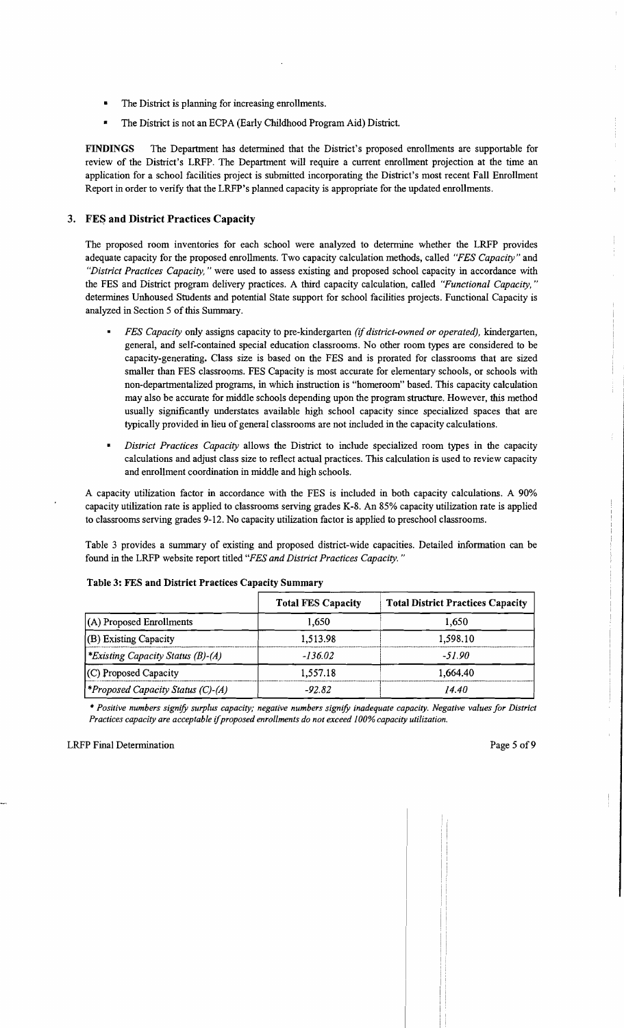- The District is planning for increasing enrollments.
- The District is not an ECPA (Early Childhood Program Aid) District.

**FINDINGS** The Department has determined that the District's proposed enrollments are supportable for review of the District's LRFP. The Department will require a current enrollment projection at the time an application for a school facilities project is submitted incorporating the District's most recent Fall Enrollment Report in order to verify that the LRFP's planned capacity is appropriate for the updated enrollments.

## 3. FES and District Practices Capacity

The proposed room inventories for each school were analyzed to determine whether the LRFP provides adequate capacity for the proposed enrollments. Two capacity calculation methods, called *"FES Capacity"* and *"District Practices Capacity,"* were used to assess existing and proposed school capacity in accordance with the FES and District program delivery practices. A third capacity calculation, called *"Functional Capacity,"* determines Unhoused Students and potential State support for school facilities projects. Functional Capacity is analyzed in Section 5 of this Summary.

- *FES Capacity* only assigns capacity to pre-kindergarten *(if district-owned or operated),* kindergarten, general, and self-contained special education classrooms. No other room types are considered to be capacity-generating. Class size is based on the FES and is prorated for classrooms that are sized smaller than FES classrooms. FES Capacity is most accurate for elementary schools, or schools with non-departmentalized programs, in which instruction is "homeroom" based. This capacity calculation may also be accurate for middle schools depending upon the program structure. However, this method usually significantly understates available high school capacity since specialized spaces that are typically provided in lieu of general classrooms are not included in the capacity calculations.
- *District Practices Capacity* allows the District to include specialized room types in the capacity calculations and adjust class size to reflect actual practices. This calculation is used to review capacity and enrollment coordination in middle and high schools.

A capacity utilization factor in accordance with the FES is included in both capacity calculations. A 90% capacity utilization rate is applied to classrooms serving grades K-8. An 85% capacity utilization rate is applied to classrooms serving grades 9-12. No capacity utilization factor is applied to preschool classrooms.

Table 3 provides a summary of existing and proposed district-wide capacities. Detailed information can be found in the LRFP website report titled *"FES and District Practices Capacity."*

**Table 3: FES and District Practices Capacity Summary**

| | Total FES Capacity | Total District Practices Capacity |
|---|---|---|
| (A) Proposed Enrollments | 1,650 | 1,650 |
| (B) Existing Capacity | 1,513.98 | 1,598.10 |
| *\*Existing Capacity Status (B)-(A)* | *-136.02* | *-51.90* |
| (C) Proposed Capacity | 1,557.18 | 1,664.40 |
| *\*Proposed Capacity Status (C)-(A)* | *-92.82* | *14.40* |

*\* Positive numbers signify surplus capacity; negative numbers signify inadequate capacity. Negative values for District Practices capacity are acceptable if proposed enrollments do not exceed 100% capacity utilization.*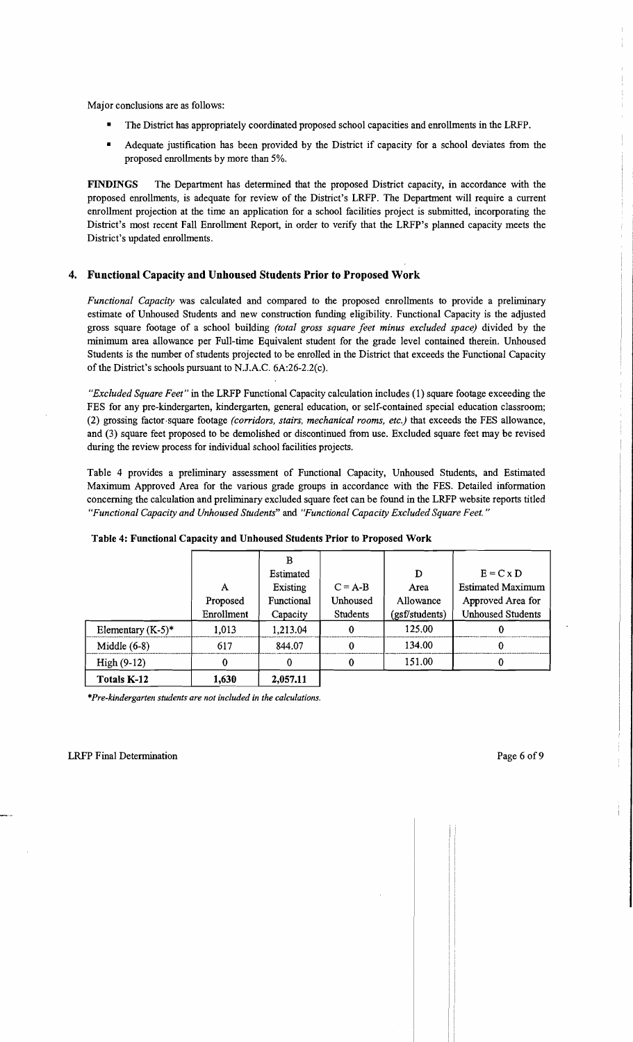Major conclusions are as follows:

- The District has appropriately coordinated proposed school capacities and enrollments in the LRFP.
- Adequate justification has been provided by the District if capacity for a school deviates from the proposed enrollments by more than 5%.

**FINDINGS** The Department has determined that the proposed District capacity, in accordance with the proposed enrollments, is adequate for review of the District's LRFP. The Department will require a current enrollment projection at the time an application for a school facilities project is submitted, incorporating the District's most recent Fall Enrollment Report, in order to verify that the LRFP's planned capacity meets the District's updated enrollments.

## 4. Functional Capacity and Unhoused Students Prior to Proposed Work

*Functional Capacity* was calculated and compared to the proposed enrollments to provide a preliminary estimate of Unhoused Students and new construction funding eligibility. Functional Capacity is the adjusted gross square footage of a school building *(total gross square feet minus excluded space)* divided by the minimum area allowance per Full-time Equivalent student for the grade level contained therein. Unhoused Students is the number of students projected to be enrolled in the District that exceeds the Functional Capacity of the District's schools pursuant to N.J.A.C. 6A:26-2.2(c).

*"Excluded Square Feet"* in the LRFP Functional Capacity calculation includes (1) square footage exceeding the FES for any pre-kindergarten, kindergarten, general education, or self-contained special education classroom; (2) grossing factor square footage *(corridors, stairs, mechanical rooms, etc.)* that exceeds the FES allowance, and (3) square feet proposed to be demolished or discontinued from use. Excluded square feet may be revised during the review process for individual school facilities projects.

Table 4 provides a preliminary assessment of Functional Capacity, Unhoused Students, and Estimated Maximum Approved Area for the various grade groups in accordance with the FES. Detailed information concerning the calculation and preliminary excluded square feet can be found in the LRFP website reports titled *"Functional Capacity and Unhoused Students"* and *"Functional Capacity Excluded Square Feet."*

**Table 4: Functional Capacity and Unhoused Students Prior to Proposed Work**

| | A Proposed Enrollment | B Estimated Existing Functional Capacity | C = A-B Unhoused Students | D Area Allowance (gsf/students) | E = C x D Estimated Maximum Approved Area for Unhoused Students |
|---|---|---|---|---|---|
| Elementary (K-5)* | 1,013 | 1,213.04 | 0 | 125.00 | 0 |
| Middle (6-8) | 617 | 844.07 | 0 | 134.00 | 0 |
| High (9-12) | 0 | 0 | 0 | 151.00 | 0 |
| **Totals K-12** | **1,630** | **2,057.11** | | | |

*\*Pre-kindergarten students are not included in the calculations.*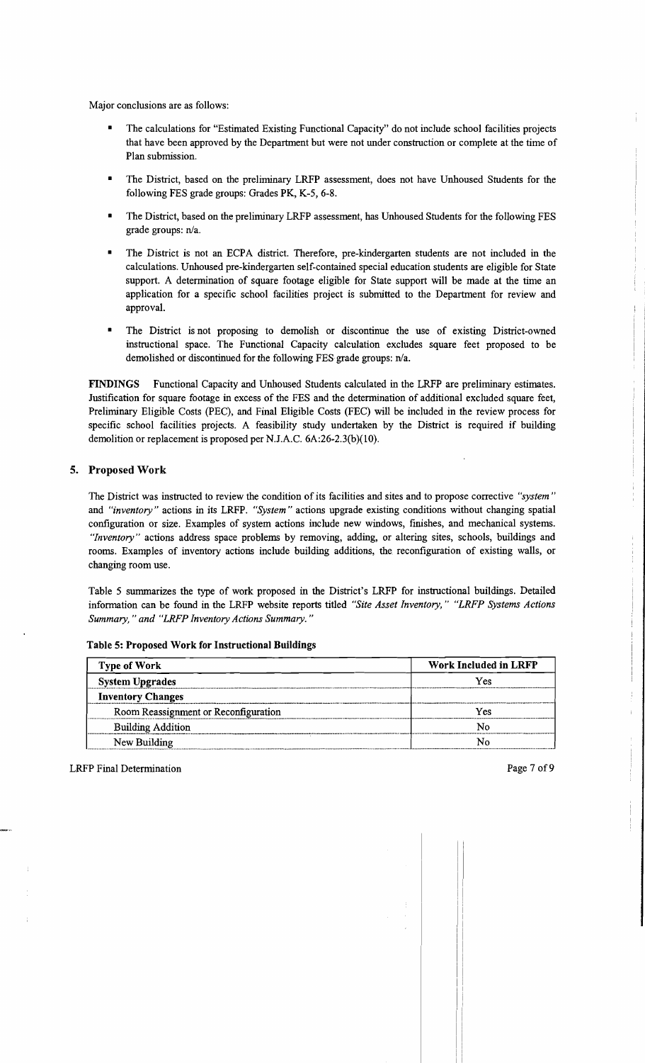Major conclusions are as follows:

- The calculations for "Estimated Existing Functional Capacity" do not include school facilities projects that have been approved by the Department but were not under construction or complete at the time of Plan submission.
- The District, based on the preliminary LRFP assessment, does not have Unhoused Students for the following FES grade groups: Grades PK, K-5, 6-8.
- The District, based on the preliminary LRFP assessment, has Unhoused Students for the following FES grade groups: n/a.
- The District is not an ECPA district. Therefore, pre-kindergarten students are not included in the calculations. Unhoused pre-kindergarten self-contained special education students are eligible for State support. A determination of square footage eligible for State support will be made at the time an application for a specific school facilities project is submitted to the Department for review and approval.
- The District is not proposing to demolish or discontinue the use of existing District-owned instructional space. The Functional Capacity calculation excludes square feet proposed to be demolished or discontinued for the following FES grade groups: n/a.

**FINDINGS** Functional Capacity and Unhoused Students calculated in the LRFP are preliminary estimates. Justification for square footage in excess of the FES and the determination of additional excluded square feet, Preliminary Eligible Costs (PEC), and Final Eligible Costs (FEC) will be included in the review process for specific school facilities projects. A feasibility study undertaken by the District is required if building demolition or replacement is proposed per N.J.A.C. 6A:26-2.3(b)(10).

## 5. Proposed Work

The District was instructed to review the condition of its facilities and sites and to propose corrective *"system"* and *"inventory"* actions in its LRFP. *"System"* actions upgrade existing conditions without changing spatial configuration or size. Examples of system actions include new windows, finishes, and mechanical systems. *"Inventory"* actions address space problems by removing, adding, or altering sites, schools, buildings and rooms. Examples of inventory actions include building additions, the reconfiguration of existing walls, or changing room use.

Table 5 summarizes the type of work proposed in the District's LRFP for instructional buildings. Detailed information can be found in the LRFP website reports titled *"Site Asset Inventory," "LRFP Systems Actions Summary," and "LRFP Inventory Actions Summary."*

**Table 5: Proposed Work for Instructional Buildings**

| Type of Work | Work Included in LRFP |
|---|---|
| **System Upgrades** | Yes |
| **Inventory Changes** | |
| Room Reassignment or Reconfiguration | Yes |
| Building Addition | No |
| New Building | No |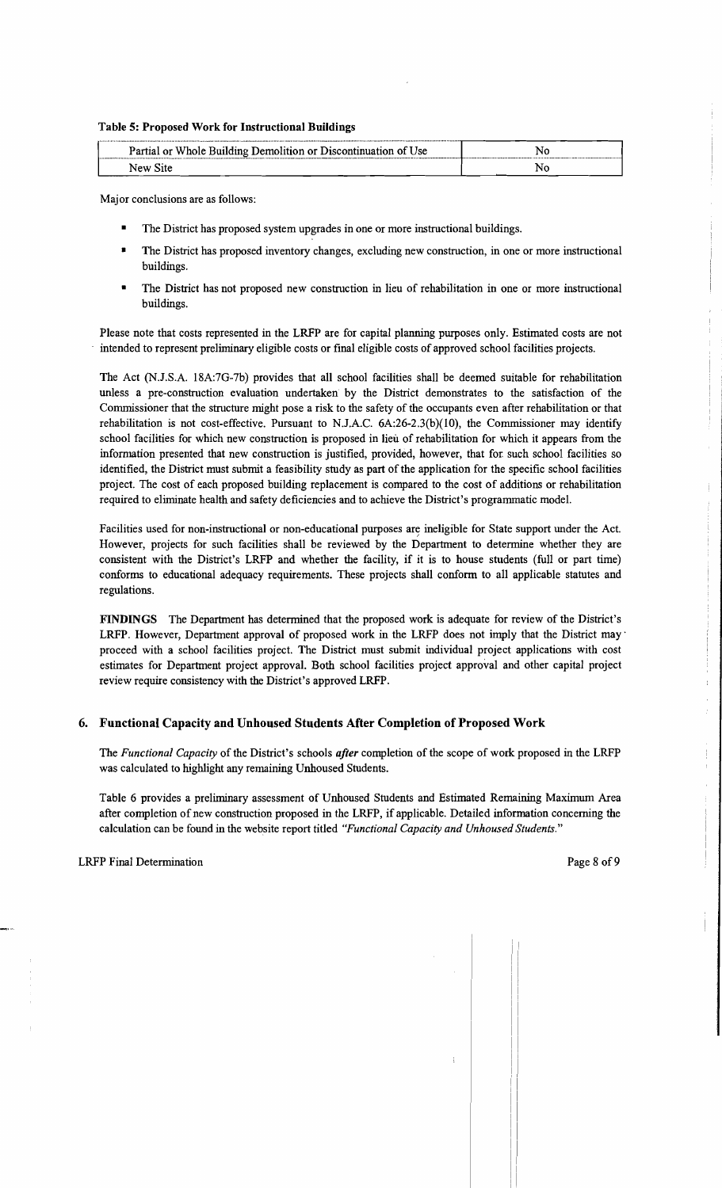**Table 5: Proposed Work for Instructional Buildings**

| | |
|---|---|
| Partial or Whole Building Demolition or Discontinuation of Use | No |
| New Site | No |

Major conclusions are as follows:

- The District has proposed system upgrades in one or more instructional buildings.
- The District has proposed inventory changes, excluding new construction, in one or more instructional buildings.
- The District has not proposed new construction in lieu of rehabilitation in one or more instructional buildings.

Please note that costs represented in the LRFP are for capital planning purposes only. Estimated costs are not intended to represent preliminary eligible costs or final eligible costs of approved school facilities projects.

The Act (N.J.S.A. 18A:7G-7b) provides that all school facilities shall be deemed suitable for rehabilitation unless a pre-construction evaluation undertaken by the District demonstrates to the satisfaction of the Commissioner that the structure might pose a risk to the safety of the occupants even after rehabilitation or that rehabilitation is not cost-effective. Pursuant to N.J.A.C. 6A:26-2.3(b)(10), the Commissioner may identify school facilities for which new construction is proposed in lieu of rehabilitation for which it appears from the information presented that new construction is justified, provided, however, that for such school facilities so identified, the District must submit a feasibility study as part of the application for the specific school facilities project. The cost of each proposed building replacement is compared to the cost of additions or rehabilitation required to eliminate health and safety deficiencies and to achieve the District's programmatic model.

Facilities used for non-instructional or non-educational purposes are ineligible for State support under the Act. However, projects for such facilities shall be reviewed by the Department to determine whether they are consistent with the District's LRFP and whether the facility, if it is to house students (full or part time) conforms to educational adequacy requirements. These projects shall conform to all applicable statutes and regulations.

**FINDINGS** The Department has determined that the proposed work is adequate for review of the District's LRFP. However, Department approval of proposed work in the LRFP does not imply that the District may proceed with a school facilities project. The District must submit individual project applications with cost estimates for Department project approval. Both school facilities project approval and other capital project review require consistency with the District's approved LRFP.

## 6. Functional Capacity and Unhoused Students After Completion of Proposed Work

The *Functional Capacity* of the District's schools ***after*** completion of the scope of work proposed in the LRFP was calculated to highlight any remaining Unhoused Students.

Table 6 provides a preliminary assessment of Unhoused Students and Estimated Remaining Maximum Area after completion of new construction proposed in the LRFP, if applicable. Detailed information concerning the calculation can be found in the website report titled *"Functional Capacity and Unhoused Students."*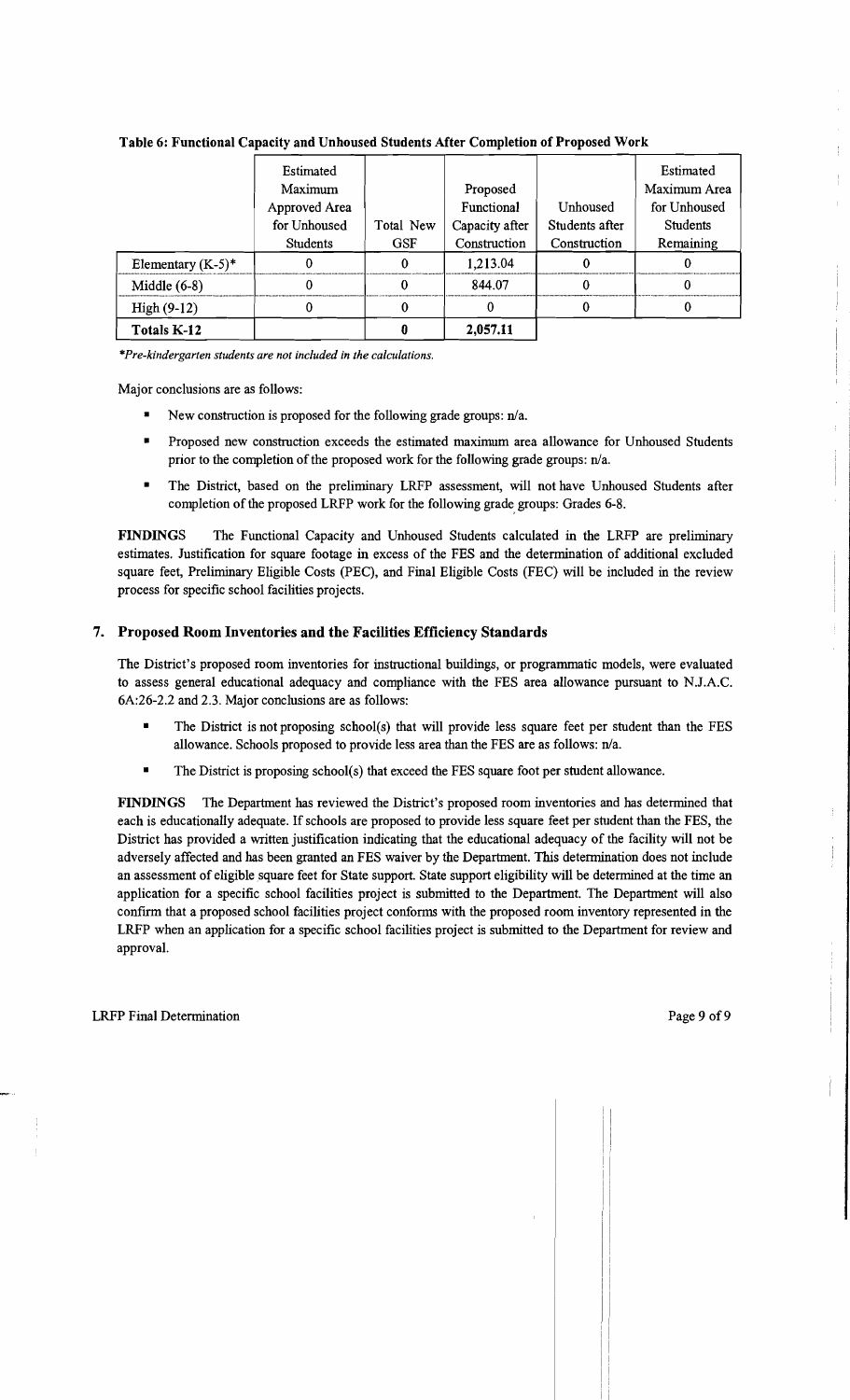**Table 6: Functional Capacity and Unhoused Students After Completion of Proposed Work**

| | Estimated Maximum Approved Area for Unhoused Students | Total New GSF | Proposed Functional Capacity after Construction | Unhoused Students after Construction | Estimated Maximum Area for Unhoused Students Remaining |
|---|---|---|---|---|---|
| Elementary (K-5)* | 0 | 0 | 1,213.04 | 0 | 0 |
| Middle (6-8) | 0 | 0 | 844.07 | 0 | 0 |
| High (9-12) | 0 | 0 | 0 | 0 | 0 |
| **Totals K-12** | | 0 | 2,057.11 | | |

*\*Pre-kindergarten students are not included in the calculations.*

Major conclusions are as follows:

- New construction is proposed for the following grade groups: n/a.
- Proposed new construction exceeds the estimated maximum area allowance for Unhoused Students prior to the completion of the proposed work for the following grade groups: n/a.
- The District, based on the preliminary LRFP assessment, will not have Unhoused Students after completion of the proposed LRFP work for the following grade groups: Grades 6-8.

**FINDINGS** The Functional Capacity and Unhoused Students calculated in the LRFP are preliminary estimates. Justification for square footage in excess of the FES and the determination of additional excluded square feet, Preliminary Eligible Costs (PEC), and Final Eligible Costs (FEC) will be included in the review process for specific school facilities projects.

## 7. Proposed Room Inventories and the Facilities Efficiency Standards

The District's proposed room inventories for instructional buildings, or programmatic models, were evaluated to assess general educational adequacy and compliance with the FES area allowance pursuant to N.J.A.C. 6A:26-2.2 and 2.3. Major conclusions are as follows:

- The District is not proposing school(s) that will provide less square feet per student than the FES allowance. Schools proposed to provide less area than the FES are as follows: n/a.
- The District is proposing school(s) that exceed the FES square foot per student allowance.

**FINDINGS** The Department has reviewed the District's proposed room inventories and has determined that each is educationally adequate. If schools are proposed to provide less square feet per student than the FES, the District has provided a written justification indicating that the educational adequacy of the facility will not be adversely affected and has been granted an FES waiver by the Department. This determination does not include an assessment of eligible square feet for State support. State support eligibility will be determined at the time an application for a specific school facilities project is submitted to the Department. The Department will also confirm that a proposed school facilities project conforms with the proposed room inventory represented in the LRFP when an application for a specific school facilities project is submitted to the Department for review and approval.